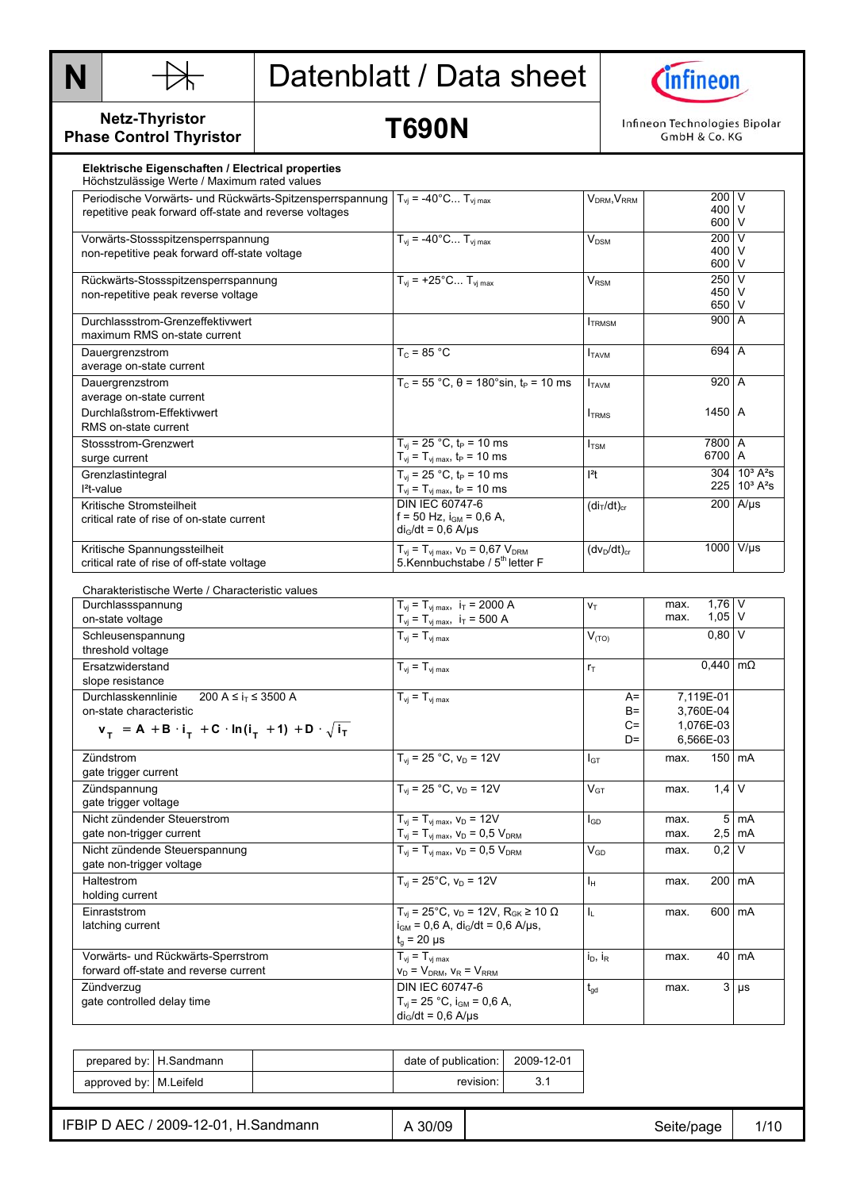# Datenblatt / Data sheet

**N** — Netz-Thyristor / Phase Control Thyristor

## T690N

Infineon Technologies Bipolar GmbH & Co. KG

### Elektrische Eigenschaften / Electrical properties

Höchstzulässige Werte / Maximum rated values

| Parameter | Bedingungen / Conditions | Symbol | Wert / Value | Einheit / Unit |
|---|---|---|---|---|
| Periodische Vorwärts- und Rückwärts-Spitzensperrspannung<br>repetitive peak forward off-state and reverse voltages | $T_{vj}$ = -40°C... $T_{vj\,max}$ | $V_{DRM}$,$V_{RRM}$ | 200<br>400<br>600 | V<br>V<br>V |
| Vorwärts-Stossspitzensperrspannung<br>non-repetitive peak forward off-state voltage | $T_{vj}$ = -40°C... $T_{vj\,max}$ | $V_{DSM}$ | 200<br>400<br>600 | V<br>V<br>V |
| Rückwärts-Stossspitzensperrspannung<br>non-repetitive peak reverse voltage | $T_{vj}$ = +25°C... $T_{vj\,max}$ | $V_{RSM}$ | 250<br>450<br>650 | V<br>V<br>V |
| Durchlassstrom-Grenzeffektivwert<br>maximum RMS on-state current | | $I_{TRMSM}$ | 900 | A |
| Dauergrenzstrom<br>average on-state current | $T_C$ = 85 °C | $I_{TAVM}$ | 694 | A |
| Dauergrenzstrom<br>average on-state current<br>Durchlaßstrom-Effektivwert<br>RMS on-state current | $T_C$ = 55 °C, θ = 180°sin, $t_P$ = 10 ms | $I_{TAVM}$<br><br>$I_{TRMS}$ | 920<br><br>1450 | A<br><br>A |
| Stossstrom-Grenzwert<br>surge current | $T_{vj}$ = 25 °C, $t_P$ = 10 ms<br>$T_{vj}$ = $T_{vj\,max}$, $t_P$ = 10 ms | $I_{TSM}$ | 7800<br>6700 | A<br>A |
| Grenzlastintegral<br>I²t-value | $T_{vj}$ = 25 °C, $t_P$ = 10 ms<br>$T_{vj}$ = $T_{vj\,max}$, $t_P$ = 10 ms | $I^2t$ | 304<br>225 | $10^3$ A²s<br>$10^3$ A²s |
| Kritische Stromsteilheit<br>critical rate of rise of on-state current | DIN IEC 60747-6<br>f = 50 Hz, $i_{GM}$ = 0,6 A,<br>$di_G/dt$ = 0,6 A/µs | $(di_T/dt)_{cr}$ | 200 | A/µs |
| Kritische Spannungssteilheit<br>critical rate of rise of off-state voltage | $T_{vj}$ = $T_{vj\,max}$, $v_D$ = 0,67 $V_{DRM}$<br>5.Kennbuchstabe / 5th letter F | $(dv_D/dt)_{cr}$ | 1000 | V/µs |

Charakteristische Werte / Characteristic values

| Parameter | Bedingungen / Conditions | Symbol | Wert / Value | Einheit / Unit |
|---|---|---|---|---|
| Durchlassspannung<br>on-state voltage | $T_{vj}$ = $T_{vj\,max}$, $i_T$ = 2000 A<br>$T_{vj}$ = $T_{vj\,max}$, $i_T$ = 500 A | $v_T$ | max. 1,76<br>max. 1,05 | V<br>V |
| Schleusenspannung<br>threshold voltage | $T_{vj}$ = $T_{vj\,max}$ | $V_{(TO)}$ | 0,80 | V |
| Ersatzwiderstand<br>slope resistance | $T_{vj}$ = $T_{vj\,max}$ | $r_T$ | 0,440 | mΩ |
| Durchlasskennlinie 200 A ≤ $i_T$ ≤ 3500 A<br>on-state characteristic<br>$v_T = A + B \cdot i_T + C \cdot \ln(i_T + 1) + D \cdot \sqrt{i_T}$ | $T_{vj}$ = $T_{vj\,max}$ | A=<br>B=<br>C=<br>D= | 7,119E-01<br>3,760E-04<br>1,076E-03<br>6,566E-03 | |
| Zündstrom<br>gate trigger current | $T_{vj}$ = 25 °C, $v_D$ = 12V | $I_{GT}$ | max. 150 | mA |
| Zündspannung<br>gate trigger voltage | $T_{vj}$ = 25 °C, $v_D$ = 12V | $V_{GT}$ | max. 1,4 | V |
| Nicht zündender Steuerstrom<br>gate non-trigger current | $T_{vj}$ = $T_{vj\,max}$, $v_D$ = 12V<br>$T_{vj}$ = $T_{vj\,max}$, $v_D$ = 0,5 $V_{DRM}$ | $I_{GD}$ | max. 5<br>max. 2,5 | mA<br>mA |
| Nicht zündende Steuerspannung<br>gate non-trigger voltage | $T_{vj}$ = $T_{vj\,max}$, $v_D$ = 0,5 $V_{DRM}$ | $V_{GD}$ | max. 0,2 | V |
| Haltestrom<br>holding current | $T_{vj}$ = 25°C, $v_D$ = 12V | $I_H$ | max. 200 | mA |
| Einraststrom<br>latching current | $T_{vj}$ = 25°C, $v_D$ = 12V, $R_{GK}$ ≥ 10 Ω<br>$i_{GM}$ = 0,6 A, $di_G/dt$ = 0,6 A/µs,<br>$t_g$ = 20 µs | $I_L$ | max. 600 | mA |
| Vorwärts- und Rückwärts-Sperrstrom<br>forward off-state and reverse current | $T_{vj}$ = $T_{vj\,max}$<br>$v_D$ = $V_{DRM}$, $v_R$ = $V_{RRM}$ | $i_D$, $i_R$ | max. 40 | mA |
| Zündverzug<br>gate controlled delay time | DIN IEC 60747-6<br>$T_{vj}$ = 25 °C, $i_{GM}$ = 0,6 A,<br>$di_G/dt$ = 0,6 A/µs | $t_{gd}$ | max. 3 | µs |

| prepared by: | H.Sandmann | | date of publication: | 2009-12-01 |
|---|---|---|---|---|
| approved by: | M.Leifeld | | revision: | 3.1 |

IFBIP D AEC / 2009-12-01, H.Sandmann | A 30/09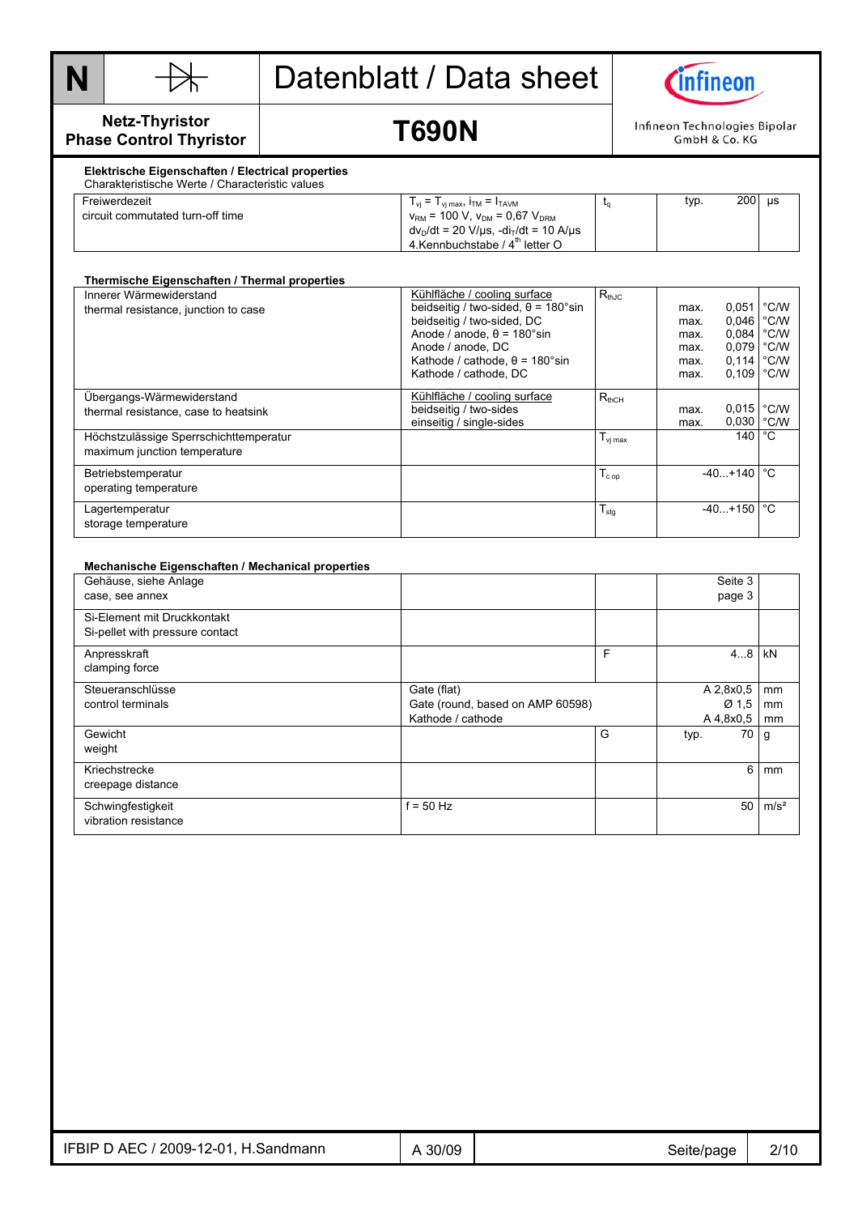| N | | Datenblatt / Data sheet | Infineon |
|---|---|---|---|
| Netz-Thyristor<br>Phase Control Thyristor | | **T690N** | Infineon Technologies Bipolar GmbH & Co. KG |

**Elektrische Eigenschaften / Electrical properties**
Charakteristische Werte / Characteristic values

| | | | | | |
|---|---|---|---|---|---|
| Freiwerdezeit<br>circuit commutated turn-off time | $T_{vj} = T_{vj\,max}$, $i_{TM} = I_{TAVM}$<br>$v_{RM}$ = 100 V, $v_{DM}$ = 0,67 $V_{DRM}$<br>$dv_D/dt$ = 20 V/µs, $-di_T/dt$ = 10 A/µs<br>4.Kennbuchstabe / 4th letter O | $t_q$ | typ. | 200 | µs |

**Thermische Eigenschaften / Thermal properties**

| | | | | | |
|---|---|---|---|---|---|
| Innerer Wärmewiderstand<br>thermal resistance, junction to case | Kühlfläche / cooling surface<br>beidseitig / two-sided, θ = 180°sin<br>beidseitig / two-sided, DC<br>Anode / anode, θ = 180°sin<br>Anode / anode, DC<br>Kathode / cathode, θ = 180°sin<br>Kathode / cathode, DC | $R_{thJC}$ | <br>max.<br>max.<br>max.<br>max.<br>max.<br>max. | <br>0,051<br>0,046<br>0,084<br>0,079<br>0,114<br>0,109 | <br>°C/W<br>°C/W<br>°C/W<br>°C/W<br>°C/W<br>°C/W |
| Übergangs-Wärmewiderstand<br>thermal resistance, case to heatsink | Kühlfläche / cooling surface<br>beidseitig / two-sides<br>einseitig / single-sides | $R_{thCH}$ | <br>max.<br>max. | <br>0,015<br>0,030 | <br>°C/W<br>°C/W |
| Höchstzulässige Sperrschichttemperatur<br>maximum junction temperature | | $T_{vj\,max}$ | | 140 | °C |
| Betriebstemperatur<br>operating temperature | | $T_{c\,op}$ | | -40...+140 | °C |
| Lagertemperatur<br>storage temperature | | $T_{stg}$ | | -40...+150 | °C |

**Mechanische Eigenschaften / Mechanical properties**

| | | | | | |
|---|---|---|---|---|---|
| Gehäuse, siehe Anlage<br>case, see annex | | | | Seite 3<br>page 3 | |
| Si-Element mit Druckkontakt<br>Si-pellet with pressure contact | | | | | |
| Anpresskraft<br>clamping force | | F | | 4...8 | kN |
| Steueranschlüsse<br>control terminals | Gate (flat)<br>Gate (round, based on AMP 60598)<br>Kathode / cathode | | | A 2,8x0,5<br>Ø 1,5<br>A 4,8x0,5 | mm<br>mm<br>mm |
| Gewicht<br>weight | | G | typ. | 70 | g |
| Kriechstrecke<br>creepage distance | | | | 6 | mm |
| Schwingfestigkeit<br>vibration resistance | f = 50 Hz | | | 50 | m/s² |

IFBIP D AEC / 2009-12-01, H.Sandmann | A 30/09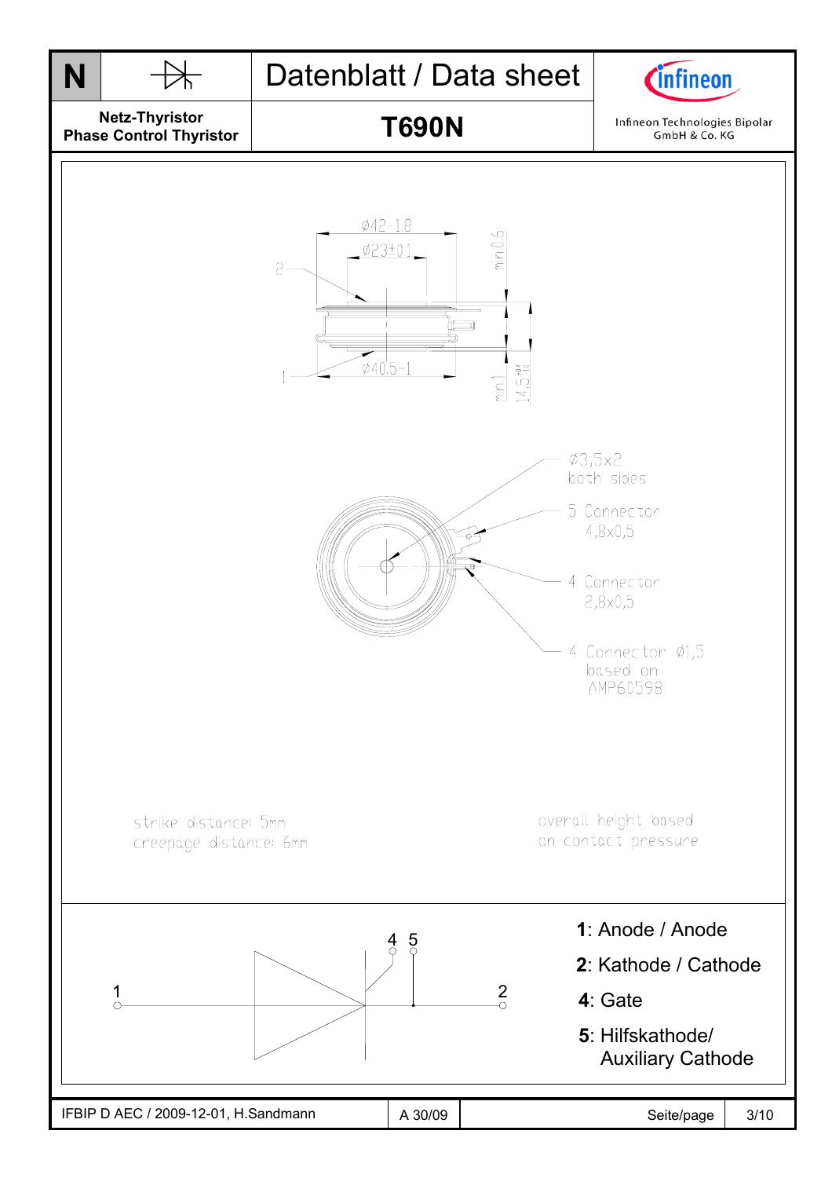# Datenblatt / Data sheet

**T690N**

**Netz-Thyristor**
**Phase Control Thyristor**

Infineon Technologies Bipolar GmbH & Co. KG

Ø42-1.8

Ø23±0.1

min.0,6

Ø40.5-1

min.1

14.5 ±0.4

Ø3,5x2
both sides

5 Connector
4,8x0,5

4 Connector
2,8x0,5

4 Connector Ø1,5
based on
AMP60598

strike distance: 5mm
creepage distance: 6mm

overall height based
on contact pressure

**1**: Anode / Anode

**2**: Kathode / Cathode

**4**: Gate

**5**: Hilfskathode/ Auxiliary Cathode

IFBIP D AEC / 2009-12-01, H.Sandmann | A 30/09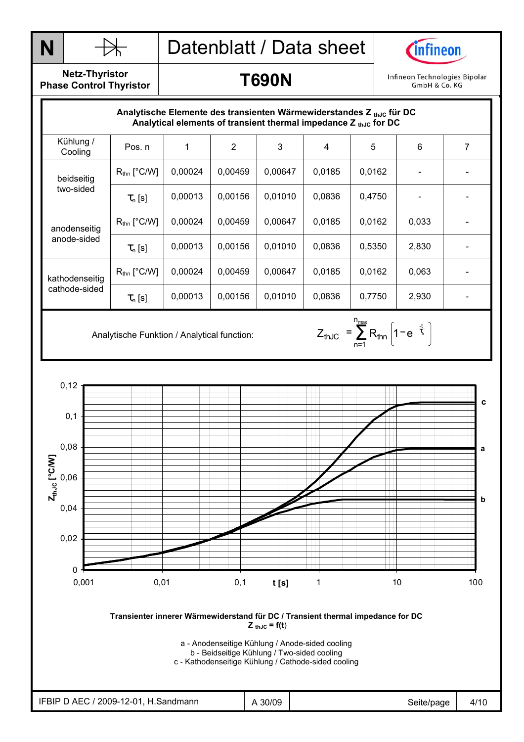## Analytische Elemente des transienten Wärmewiderstandes $Z_{thJC}$ für DC
## Analytical elements of transient thermal impedance $Z_{thJC}$ for DC

| Kühlung / Cooling | Pos. n | 1 | 2 | 3 | 4 | 5 | 6 | 7 |
|---|---|---|---|---|---|---|---|---|
| beidseitig two-sided | $R_{thn}$ [°C/W] | 0,00024 | 0,00459 | 0,00647 | 0,0185 | 0,0162 | - | - |
| | $\tau_n$ [s] | 0,00013 | 0,00156 | 0,01010 | 0,0836 | 0,4750 | - | - |
| anodenseitig anode-sided | $R_{thn}$ [°C/W] | 0,00024 | 0,00459 | 0,00647 | 0,0185 | 0,0162 | 0,033 | - |
| | $\tau_n$ [s] | 0,00013 | 0,00156 | 0,01010 | 0,0836 | 0,5350 | 2,830 | - |
| kathodenseitig cathode-sided | $R_{thn}$ [°C/W] | 0,00024 | 0,00459 | 0,00647 | 0,0185 | 0,0162 | 0,063 | - |
| | $\tau_n$ [s] | 0,00013 | 0,00156 | 0,01010 | 0,0836 | 0,7750 | 2,930 | - |

Analytische Funktion / Analytical function:

$$Z_{thJC} = \sum_{n=1}^{n_{max}} R_{thn} \left(1 - e^{\frac{-t}{\tau_n}}\right)$$

**Transienter innerer Wärmewiderstand für DC / Transient thermal impedance for DC**
**$Z_{thJC} = f(t)$**

a - Anodenseitige Kühlung / Anode-sided cooling
b - Beidseitige Kühlung / Two-sided cooling
c - Kathodenseitige Kühlung / Cathode-sided cooling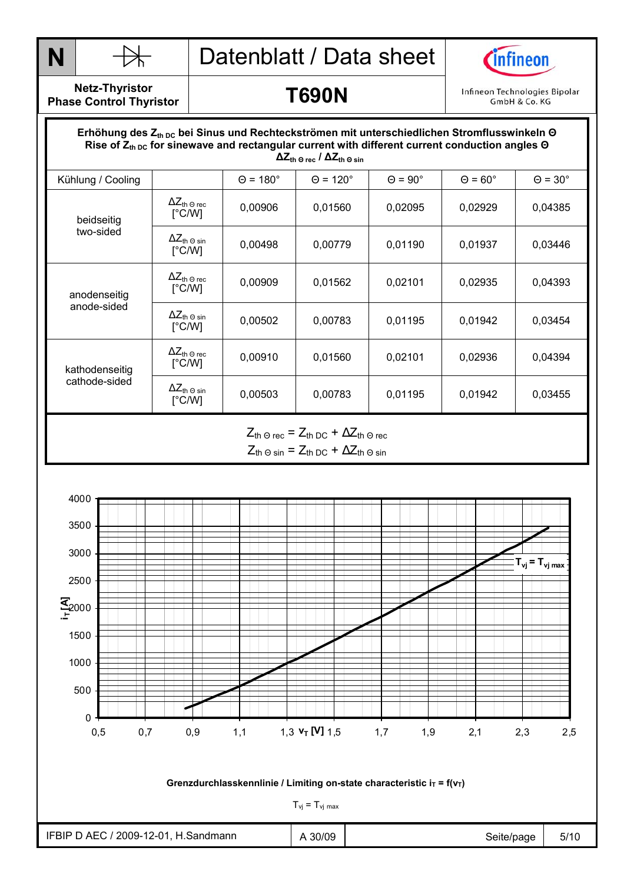**Erhöhung des $Z_{th\ DC}$ bei Sinus und Rechteckströmen mit unterschiedlichen Stromflusswinkeln Θ**
**Rise of $Z_{th\ DC}$ for sinewave and rectangular current with different current conduction angles Θ**
**$\Delta Z_{th\ \Theta\ rec}$ / $\Delta Z_{th\ \Theta\ sin}$**

| Kühlung / Cooling | | Θ = 180° | Θ = 120° | Θ = 90° | Θ = 60° | Θ = 30° |
|---|---|---|---|---|---|---|
| beidseitig two-sided | $\Delta Z_{th\ \Theta\ rec}$ [°C/W] | 0,00906 | 0,01560 | 0,02095 | 0,02929 | 0,04385 |
| | $\Delta Z_{th\ \Theta\ sin}$ [°C/W] | 0,00498 | 0,00779 | 0,01190 | 0,01937 | 0,03446 |
| anodenseitig anode-sided | $\Delta Z_{th\ \Theta\ rec}$ [°C/W] | 0,00909 | 0,01562 | 0,02101 | 0,02935 | 0,04393 |
| | $\Delta Z_{th\ \Theta\ sin}$ [°C/W] | 0,00502 | 0,00783 | 0,01195 | 0,01942 | 0,03454 |
| kathodenseitig cathode-sided | $\Delta Z_{th\ \Theta\ rec}$ [°C/W] | 0,00910 | 0,01560 | 0,02101 | 0,02936 | 0,04394 |
| | $\Delta Z_{th\ \Theta\ sin}$ [°C/W] | 0,00503 | 0,00783 | 0,01195 | 0,01942 | 0,03455 |

$$Z_{th\ \Theta\ rec} = Z_{th\ DC} + \Delta Z_{th\ \Theta\ rec}$$
$$Z_{th\ \Theta\ sin} = Z_{th\ DC} + \Delta Z_{th\ \Theta\ sin}$$

**Grenzdurchlasskennlinie / Limiting on-state characteristic $i_T = f(v_T)$**

$T_{vj} = T_{vj\ max}$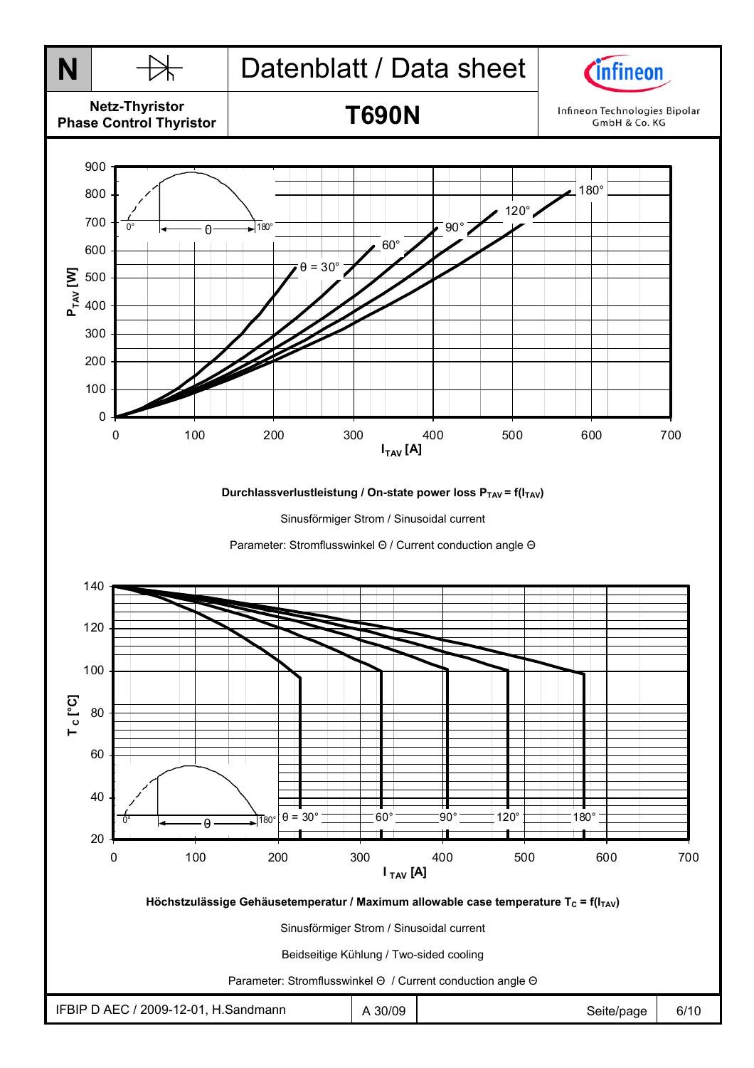**N** — Netz-Thyristor / Phase Control Thyristor

# Datenblatt / Data sheet

## T690N

Infineon Technologies Bipolar GmbH & Co. KG

**Durchlassverlustleistung / On-state power loss $P_{TAV} = f(I_{TAV})$**

Sinusförmiger Strom / Sinusoidal current

Parameter: Stromflusswinkel Θ / Current conduction angle Θ

**Höchstzulässige Gehäusetemperatur / Maximum allowable case temperature $T_C = f(I_{TAV})$**

Sinusförmiger Strom / Sinusoidal current

Beidseitige Kühlung / Two-sided cooling

Parameter: Stromflusswinkel Θ / Current conduction angle Θ

IFBIP D AEC / 2009-12-01, H.Sandmann | A 30/09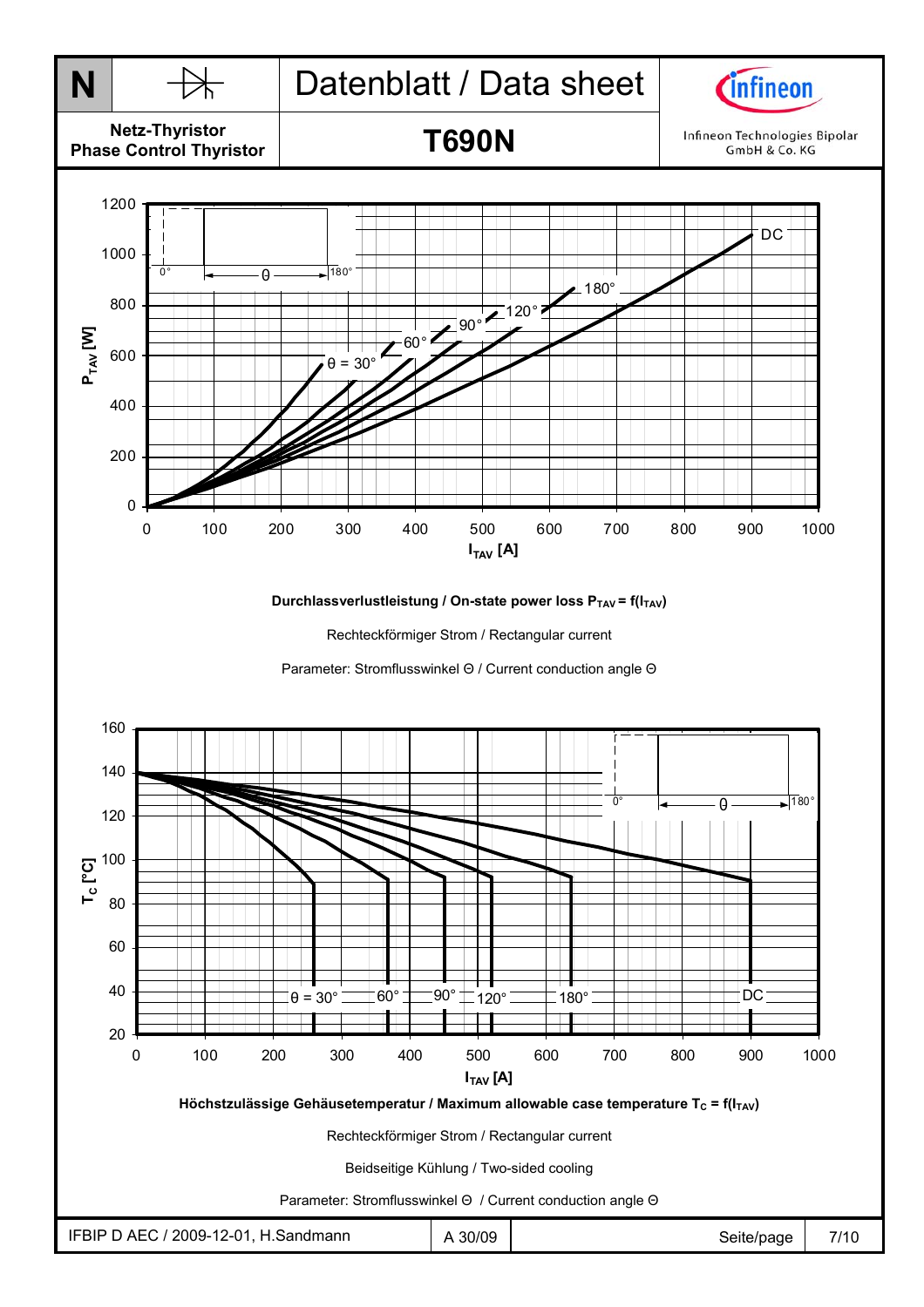**Durchlassverlustleistung / On-state power loss $P_{TAV} = f(I_{TAV})$**

Rechteckförmiger Strom / Rectangular current

Parameter: Stromflusswinkel Θ / Current conduction angle Θ

**Höchstzulässige Gehäusetemperatur / Maximum allowable case temperature $T_C = f(I_{TAV})$**

Rechteckförmiger Strom / Rectangular current

Beidseitige Kühlung / Two-sided cooling

Parameter: Stromflusswinkel Θ / Current conduction angle Θ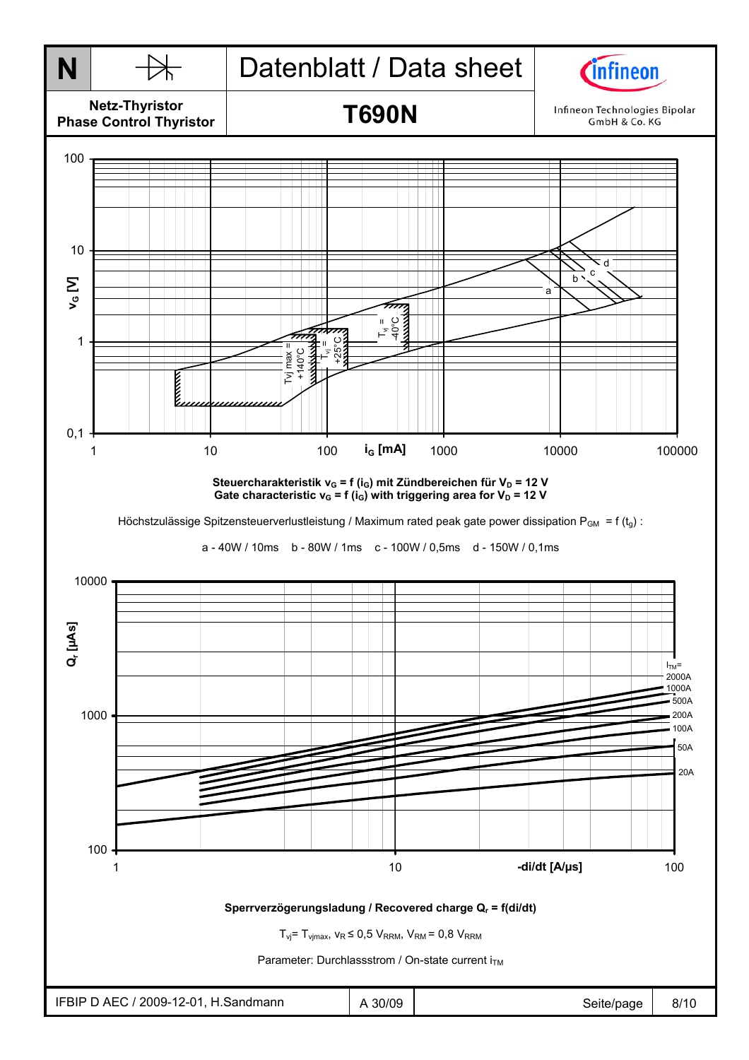**Steuercharakteristik $v_G = f(i_G)$ mit Zündbereichen für $V_D = 12$ V**
**Gate characteristic $v_G = f(i_G)$ with triggering area for $V_D = 12$ V**

Höchstzulässige Spitzensteuerverlustleistung / Maximum rated peak gate power dissipation $P_{GM} = f(t_g)$ :

a - 40W / 10ms  b - 80W / 1ms  c - 100W / 0,5ms  d - 150W / 0,1ms

**Sperrverzögerungsladung / Recovered charge $Q_r = f(di/dt)$**

$T_{vj} = T_{vjmax}$, $v_R \leq 0{,}5\ V_{RRM}$, $V_{RM} = 0{,}8\ V_{RRM}$

Parameter: Durchlassstrom / On-state current $i_{TM}$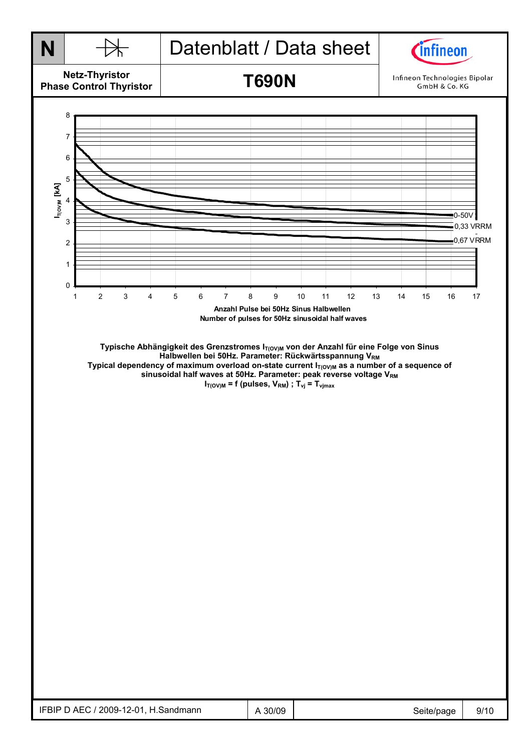| N | | Datenblatt / Data sheet | |
|---|---|---|---|
| Netz-Thyristor<br>Phase Control Thyristor | | **T690N** | Infineon Technologies Bipolar GmbH & Co. KG |

$I_{T(OV)M}$ [kA]

0-50V

0,33 VRRM

0,67 VRRM

Anzahl Pulse bei 50Hz Sinus Halbwellen
Number of pulses for 50Hz sinusoidal half waves

**Typische Abhängigkeit des Grenzstromes $I_{T(OV)M}$ von der Anzahl für eine Folge von Sinus Halbwellen bei 50Hz. Parameter: Rückwärtsspannung $V_{RM}$**
**Typical dependency of maximum overload on-state current $I_{T(OV)M}$ as a number of a sequence of sinusoidal half waves at 50Hz. Parameter: peak reverse voltage $V_{RM}$**
**$I_{T(OV)M}$ = f (pulses, $V_{RM}$) ; $T_{vj} = T_{vjmax}$**

| IFBIP D AEC / 2009-12-01, H.Sandmann | A 30/09 | Seite/page | 9/10 |
|---|---|---|---|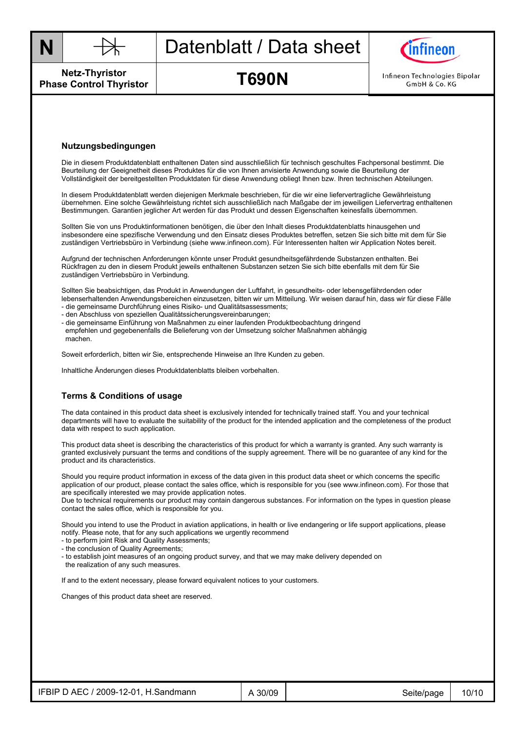## Nutzungsbedingungen

Die in diesem Produktdatenblatt enthaltenen Daten sind ausschließlich für technisch geschultes Fachpersonal bestimmt. Die Beurteilung der Geeignetheit dieses Produktes für die von Ihnen anvisierte Anwendung sowie die Beurteilung der Vollständigkeit der bereitgestellten Produktdaten für diese Anwendung obliegt Ihnen bzw. Ihren technischen Abteilungen.

In diesem Produktdatenblatt werden diejenigen Merkmale beschrieben, für die wir eine liefervertragliche Gewährleistung übernehmen. Eine solche Gewährleistung richtet sich ausschließlich nach Maßgabe der im jeweiligen Liefervertrag enthaltenen Bestimmungen. Garantien jeglicher Art werden für das Produkt und dessen Eigenschaften keinesfalls übernommen.

Sollten Sie von uns Produktinformationen benötigen, die über den Inhalt dieses Produktdatenblatts hinausgehen und insbesondere eine spezifische Verwendung und den Einsatz dieses Produktes betreffen, setzen Sie sich bitte mit dem für Sie zuständigen Vertriebsbüro in Verbindung (siehe www.infineon.com). Für Interessenten halten wir Application Notes bereit.

Aufgrund der technischen Anforderungen könnte unser Produkt gesundheitsgefährdende Substanzen enthalten. Bei Rückfragen zu den in diesem Produkt jeweils enthaltenen Substanzen setzen Sie sich bitte ebenfalls mit dem für Sie zuständigen Vertriebsbüro in Verbindung.

Sollten Sie beabsichtigen, das Produkt in Anwendungen der Luftfahrt, in gesundheits- oder lebensgefährdenden oder lebenserhaltenden Anwendungsbereichen einzusetzen, bitten wir um Mitteilung. Wir weisen darauf hin, dass wir für diese Fälle

- die gemeinsame Durchführung eines Risiko- und Qualitätsassessments;
- den Abschluss von speziellen Qualitätssicherungsvereinbarungen;
- die gemeinsame Einführung von Maßnahmen zu einer laufenden Produktbeobachtung dringend empfehlen und gegebenenfalls die Belieferung von der Umsetzung solcher Maßnahmen abhängig machen.

Soweit erforderlich, bitten wir Sie, entsprechende Hinweise an Ihre Kunden zu geben.

Inhaltliche Änderungen dieses Produktdatenblatts bleiben vorbehalten.

## Terms & Conditions of usage

The data contained in this product data sheet is exclusively intended for technically trained staff. You and your technical departments will have to evaluate the suitability of the product for the intended application and the completeness of the product data with respect to such application.

This product data sheet is describing the characteristics of this product for which a warranty is granted. Any such warranty is granted exclusively pursuant the terms and conditions of the supply agreement. There will be no guarantee of any kind for the product and its characteristics.

Should you require product information in excess of the data given in this product data sheet or which concerns the specific application of our product, please contact the sales office, which is responsible for you (see www.infineon.com). For those that are specifically interested we may provide application notes.
Due to technical requirements our product may contain dangerous substances. For information on the types in question please contact the sales office, which is responsible for you.

Should you intend to use the Product in aviation applications, in health or live endangering or life support applications, please notify. Please note, that for any such applications we urgently recommend

- to perform joint Risk and Quality Assessments;
- the conclusion of Quality Agreements;
- to establish joint measures of an ongoing product survey, and that we may make delivery depended on the realization of any such measures.

If and to the extent necessary, please forward equivalent notices to your customers.

Changes of this product data sheet are reserved.